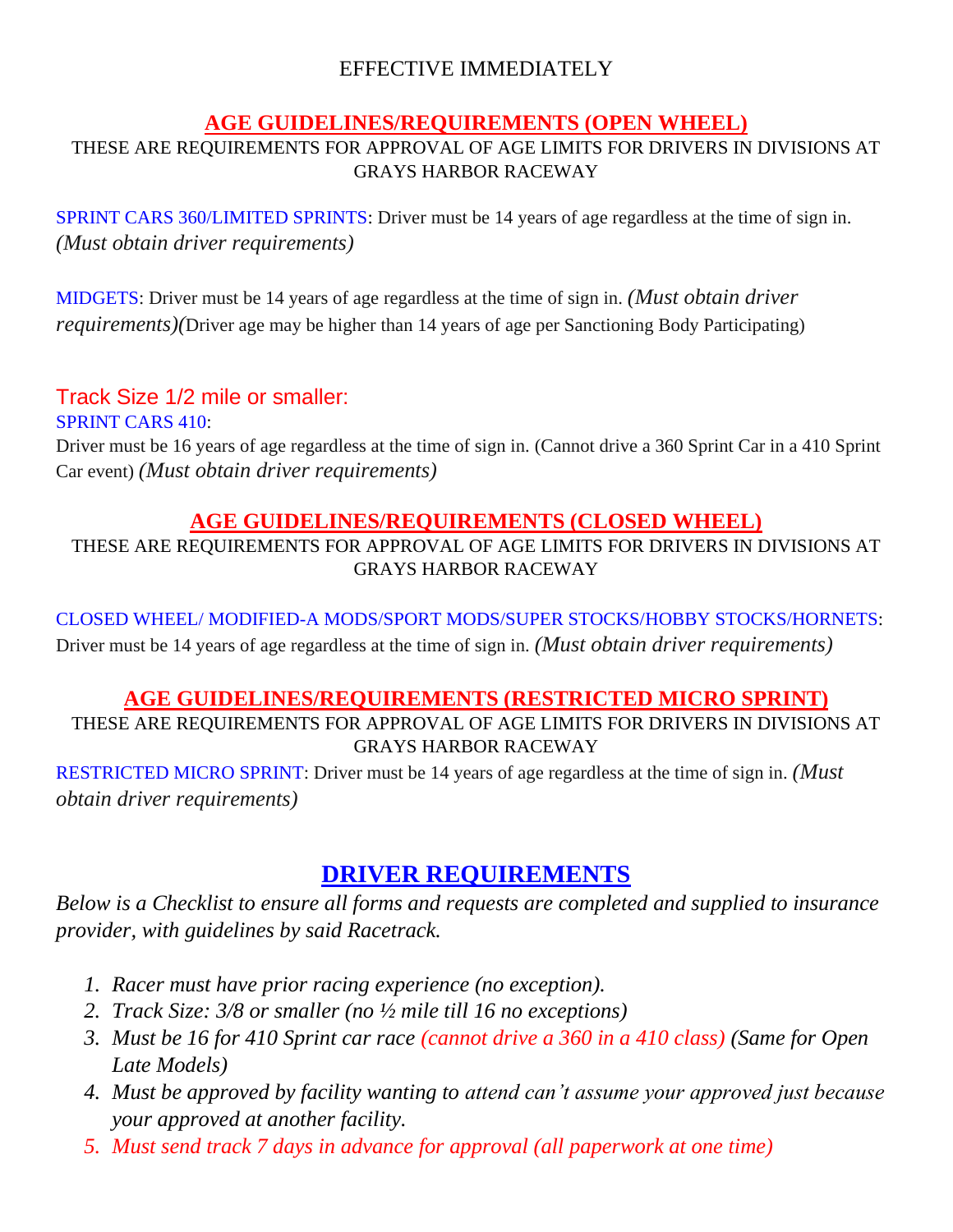EFFECTIVE IMMEDIATELY

## AGE GUIDELINES/REQUIREMENTS (OPEN WHEEL)

THESE ARE REQUIREMENTS FOR APPROVAL OF AGE LIMITS FOR DRIVERS IN DIVISIONS AT GRAYS HARBOR RACEWAY

SPRINT CARS 360/LIMITED SPRINTS: Driver must be 14 years of age regardless at the time of sign in. *(Must obtain driver requirements)*

MIDGETS: Driver must be 14 years of age regardless at the time of sign in. *(Must obtain driver requirements)*(Driver age may be higher than 14 years of age per Sanctioning Body Participating)

### Track Size 1/2 mile or smaller:

SPRINT CARS 410:

Driver must be 16 years of age regardless at the time of sign in. (Cannot drive a 360 Sprint Car in a 410 Sprint Car event) *(Must obtain driver requirements)*

## AGE GUIDELINES/REQUIREMENTS (CLOSED WHEEL)

THESE ARE REQUIREMENTS FOR APPROVAL OF AGE LIMITS FOR DRIVERS IN DIVISIONS AT GRAYS HARBOR RACEWAY

CLOSED WHEEL/ MODIFIED-A MODS/SPORT MODS/SUPER STOCKS/HOBBY STOCKS/HORNETS: Driver must be 14 years of age regardless at the time of sign in. *(Must obtain driver requirements)*

## AGE GUIDELINES/REQUIREMENTS (RESTRICTED MICRO SPRINT)

THESE ARE REQUIREMENTS FOR APPROVAL OF AGE LIMITS FOR DRIVERS IN DIVISIONS AT GRAYS HARBOR RACEWAY

RESTRICTED MICRO SPRINT: Driver must be 14 years of age regardless at the time of sign in. *(Must obtain driver requirements)*

## DRIVER REQUIREMENTS

*Below is a Checklist to ensure all forms and requests are completed and supplied to insurance provider, with guidelines by said Racetrack.*

1. *Racer must have prior racing experience (no exception).*
2. *Track Size: 3/8 or smaller (no ½ mile till 16 no exceptions)*
3. *Must be 16 for 410 Sprint car race (cannot drive a 360 in a 410 class) (Same for Open Late Models)*
4. *Must be approved by facility wanting to attend can't assume your approved just because your approved at another facility.*
5. *Must send track 7 days in advance for approval (all paperwork at one time)*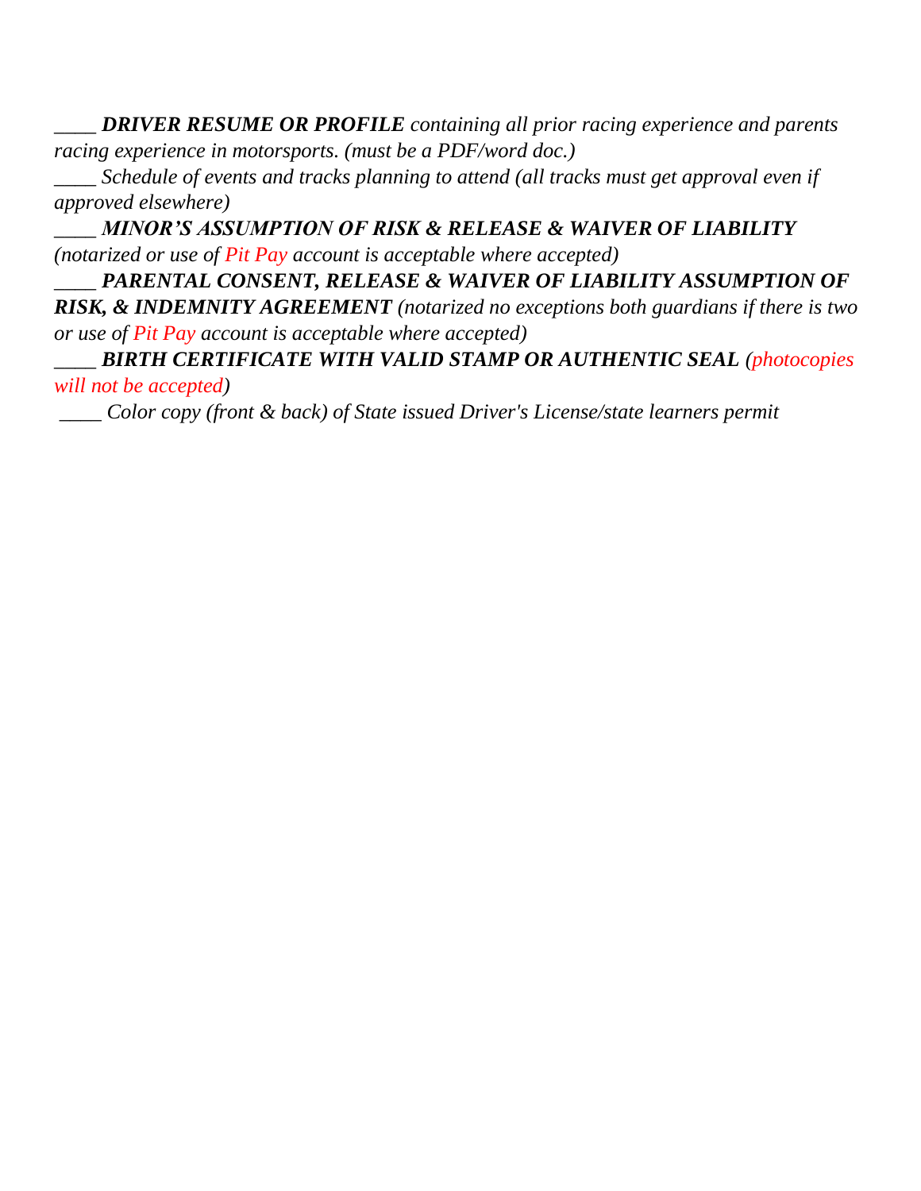\_\_\_\_ ***DRIVER RESUME OR PROFILE*** *containing all prior racing experience and parents racing experience in motorsports. (must be a PDF/word doc.)*

\_\_\_\_ *Schedule of events and tracks planning to attend (all tracks must get approval even if approved elsewhere)*

\_\_\_\_ ***MINOR'S ASSUMPTION OF RISK & RELEASE & WAIVER OF LIABILITY*** *(notarized or use of Pit Pay account is acceptable where accepted)*

\_\_\_\_ ***PARENTAL CONSENT, RELEASE & WAIVER OF LIABILITY ASSUMPTION OF RISK, & INDEMNITY AGREEMENT*** *(notarized no exceptions both guardians if there is two or use of Pit Pay account is acceptable where accepted)*

\_\_\_\_ ***BIRTH CERTIFICATE WITH VALID STAMP OR AUTHENTIC SEAL*** *(photocopies will not be accepted)*

\_\_\_\_ *Color copy (front & back) of State issued Driver's License/state learners permit*